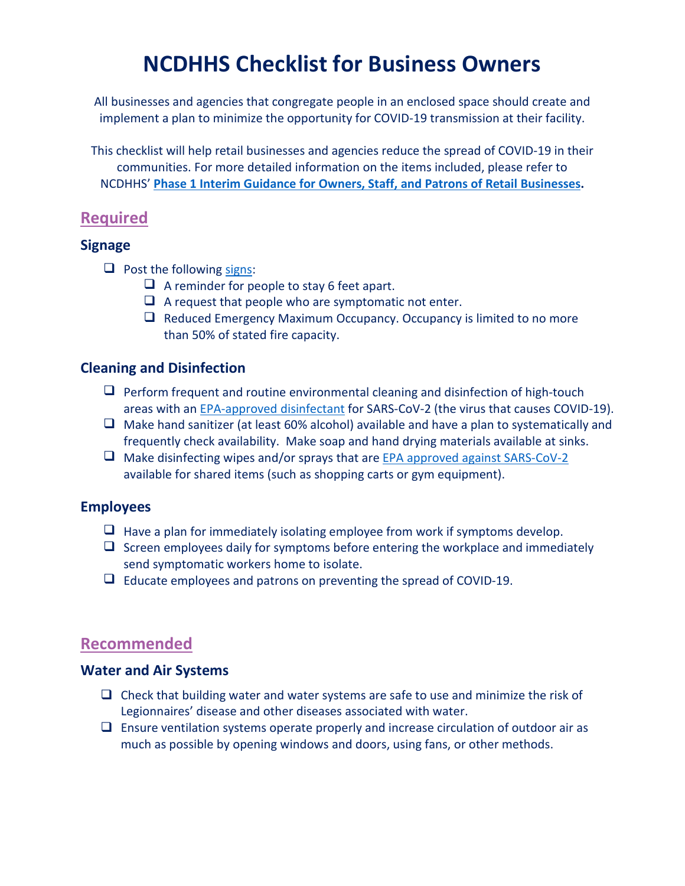# NCDHHS Checklist for Business Owners

All businesses and agencies that congregate people in an enclosed space should create and implement a plan to minimize the opportunity for COVID-19 transmission at their facility.

This checklist will help retail businesses and agencies reduce the spread of COVID-19 in their communities. For more detailed information on the items included, please refer to NCDHHS' **Phase 1 Interim Guidance for Owners, Staff, and Patrons of Retail Businesses**.

## Required

### Signage

- [ ] Post the following signs:
  - [ ] A reminder for people to stay 6 feet apart.
  - [ ] A request that people who are symptomatic not enter.
  - [ ] Reduced Emergency Maximum Occupancy. Occupancy is limited to no more than 50% of stated fire capacity.

### Cleaning and Disinfection

- [ ] Perform frequent and routine environmental cleaning and disinfection of high-touch areas with an EPA-approved disinfectant for SARS-CoV-2 (the virus that causes COVID-19).
- [ ] Make hand sanitizer (at least 60% alcohol) available and have a plan to systematically and frequently check availability. Make soap and hand drying materials available at sinks.
- [ ] Make disinfecting wipes and/or sprays that are EPA approved against SARS-CoV-2 available for shared items (such as shopping carts or gym equipment).

### Employees

- [ ] Have a plan for immediately isolating employee from work if symptoms develop.
- [ ] Screen employees daily for symptoms before entering the workplace and immediately send symptomatic workers home to isolate.
- [ ] Educate employees and patrons on preventing the spread of COVID-19.

## Recommended

### Water and Air Systems

- [ ] Check that building water and water systems are safe to use and minimize the risk of Legionnaires' disease and other diseases associated with water.
- [ ] Ensure ventilation systems operate properly and increase circulation of outdoor air as much as possible by opening windows and doors, using fans, or other methods.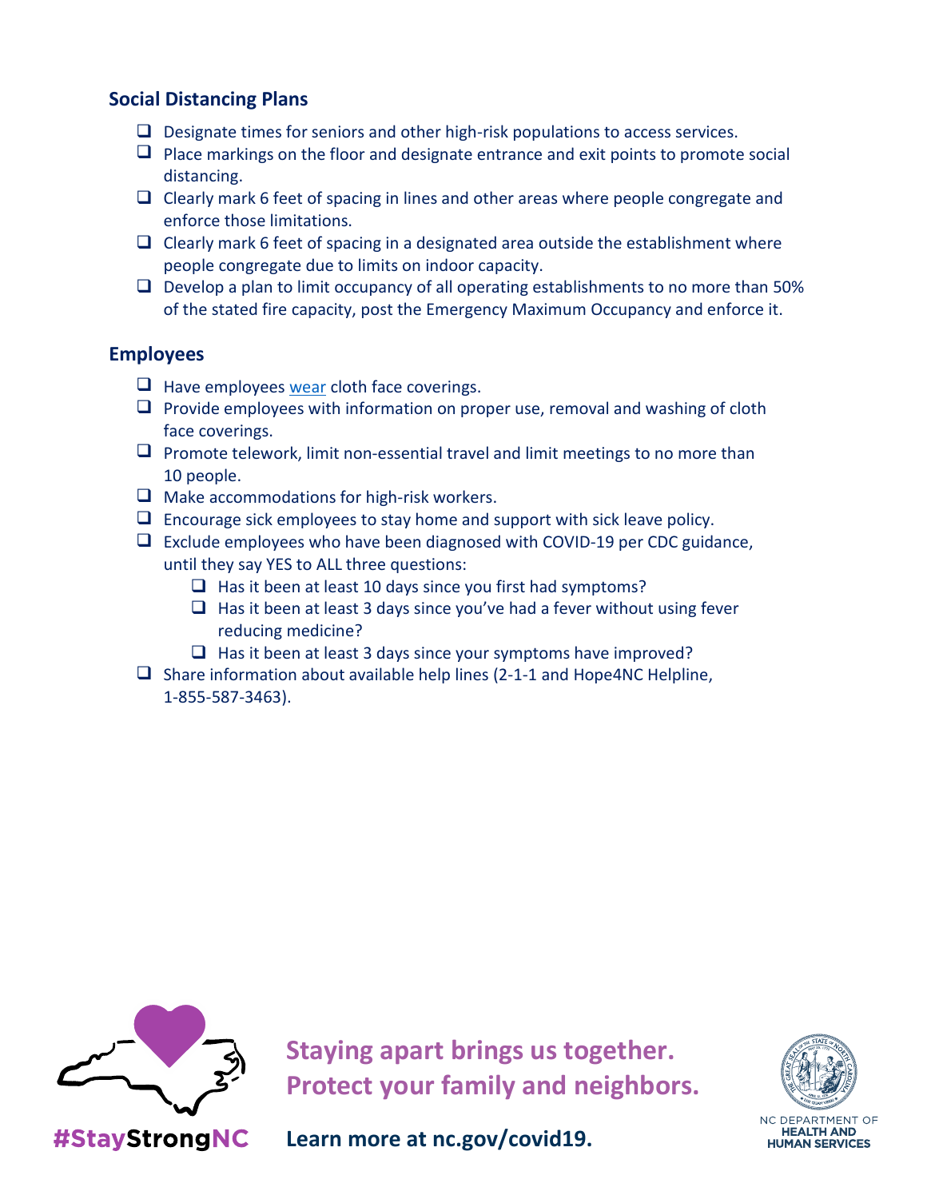## Social Distancing Plans

- ❑ Designate times for seniors and other high-risk populations to access services.
- ❑ Place markings on the floor and designate entrance and exit points to promote social distancing.
- ❑ Clearly mark 6 feet of spacing in lines and other areas where people congregate and enforce those limitations.
- ❑ Clearly mark 6 feet of spacing in a designated area outside the establishment where people congregate due to limits on indoor capacity.
- ❑ Develop a plan to limit occupancy of all operating establishments to no more than 50% of the stated fire capacity, post the Emergency Maximum Occupancy and enforce it.

## Employees

- ❑ Have employees wear cloth face coverings.
- ❑ Provide employees with information on proper use, removal and washing of cloth face coverings.
- ❑ Promote telework, limit non-essential travel and limit meetings to no more than 10 people.
- ❑ Make accommodations for high-risk workers.
- ❑ Encourage sick employees to stay home and support with sick leave policy.
- ❑ Exclude employees who have been diagnosed with COVID-19 per CDC guidance, until they say YES to ALL three questions:
  - ❑ Has it been at least 10 days since you first had symptoms?
  - ❑ Has it been at least 3 days since you've had a fever without using fever reducing medicine?
  - ❑ Has it been at least 3 days since your symptoms have improved?
- ❑ Share information about available help lines (2-1-1 and Hope4NC Helpline, 1-855-587-3463).

#StayStrongNC

**Staying apart brings us together.**
**Protect your family and neighbors.**

**Learn more at nc.gov/covid19.**

NC DEPARTMENT OF **HEALTH AND HUMAN SERVICES**